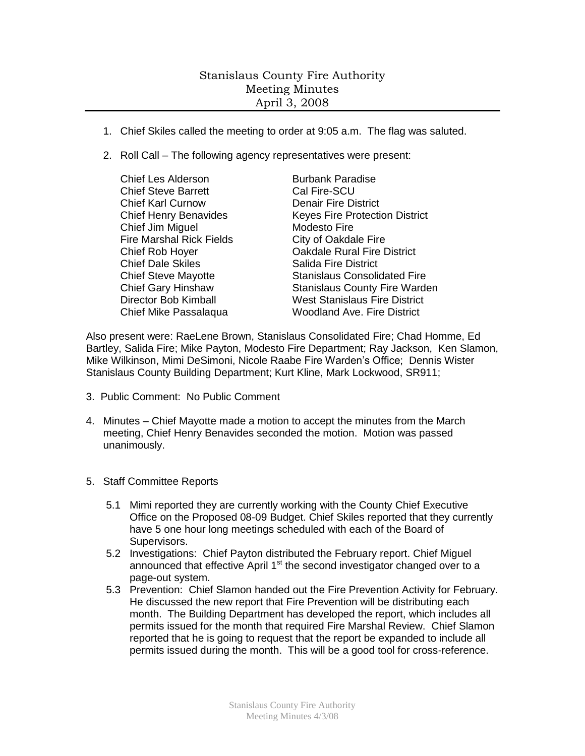# Stanislaus County Fire Authority
## Meeting Minutes
### April 3, 2008

1. Chief Skiles called the meeting to order at 9:05 a.m. The flag was saluted.

2. Roll Call – The following agency representatives were present:

| | |
|---|---|
| Chief Les Alderson | Burbank Paradise |
| Chief Steve Barrett | Cal Fire-SCU |
| Chief Karl Curnow | Denair Fire District |
| Chief Henry Benavides | Keyes Fire Protection District |
| Chief Jim Miguel | Modesto Fire |
| Fire Marshal Rick Fields | City of Oakdale Fire |
| Chief Rob Hoyer | Oakdale Rural Fire District |
| Chief Dale Skiles | Salida Fire District |
| Chief Steve Mayotte | Stanislaus Consolidated Fire |
| Chief Gary Hinshaw | Stanislaus County Fire Warden |
| Director Bob Kimball | West Stanislaus Fire District |
| Chief Mike Passalaqua | Woodland Ave. Fire District |

Also present were: RaeLene Brown, Stanislaus Consolidated Fire; Chad Homme, Ed Bartley, Salida Fire; Mike Payton, Modesto Fire Department; Ray Jackson, Ken Slamon, Mike Wilkinson, Mimi DeSimoni, Nicole Raabe Fire Warden's Office; Dennis Wister Stanislaus County Building Department; Kurt Kline, Mark Lockwood, SR911;

3. Public Comment: No Public Comment

4. Minutes – Chief Mayotte made a motion to accept the minutes from the March meeting, Chief Henry Benavides seconded the motion. Motion was passed unanimously.

5. Staff Committee Reports

   5.1 Mimi reported they are currently working with the County Chief Executive Office on the Proposed 08-09 Budget. Chief Skiles reported that they currently have 5 one hour long meetings scheduled with each of the Board of Supervisors.

   5.2 Investigations: Chief Payton distributed the February report. Chief Miguel announced that effective April 1st the second investigator changed over to a page-out system.

   5.3 Prevention: Chief Slamon handed out the Fire Prevention Activity for February. He discussed the new report that Fire Prevention will be distributing each month. The Building Department has developed the report, which includes all permits issued for the month that required Fire Marshal Review. Chief Slamon reported that he is going to request that the report be expanded to include all permits issued during the month. This will be a good tool for cross-reference.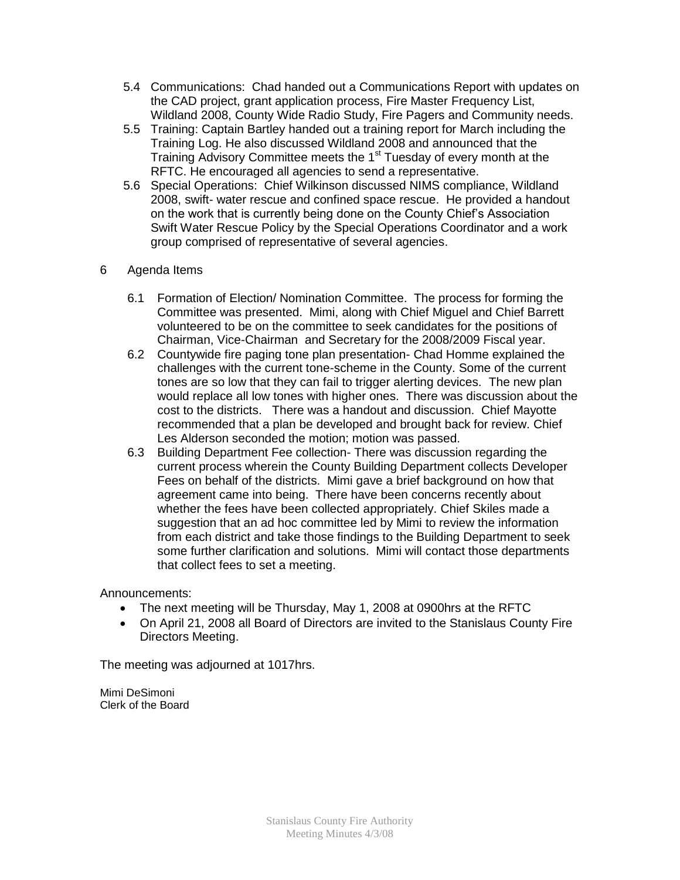5.4 Communications: Chad handed out a Communications Report with updates on the CAD project, grant application process, Fire Master Frequency List, Wildland 2008, County Wide Radio Study, Fire Pagers and Community needs.

5.5 Training: Captain Bartley handed out a training report for March including the Training Log. He also discussed Wildland 2008 and announced that the Training Advisory Committee meets the 1st Tuesday of every month at the RFTC. He encouraged all agencies to send a representative.

5.6 Special Operations: Chief Wilkinson discussed NIMS compliance, Wildland 2008, swift- water rescue and confined space rescue. He provided a handout on the work that is currently being done on the County Chief's Association Swift Water Rescue Policy by the Special Operations Coordinator and a work group comprised of representative of several agencies.

6 Agenda Items

6.1 Formation of Election/ Nomination Committee. The process for forming the Committee was presented. Mimi, along with Chief Miguel and Chief Barrett volunteered to be on the committee to seek candidates for the positions of Chairman, Vice-Chairman and Secretary for the 2008/2009 Fiscal year.

6.2 Countywide fire paging tone plan presentation- Chad Homme explained the challenges with the current tone-scheme in the County. Some of the current tones are so low that they can fail to trigger alerting devices. The new plan would replace all low tones with higher ones. There was discussion about the cost to the districts. There was a handout and discussion. Chief Mayotte recommended that a plan be developed and brought back for review. Chief Les Alderson seconded the motion; motion was passed.

6.3 Building Department Fee collection- There was discussion regarding the current process wherein the County Building Department collects Developer Fees on behalf of the districts. Mimi gave a brief background on how that agreement came into being. There have been concerns recently about whether the fees have been collected appropriately. Chief Skiles made a suggestion that an ad hoc committee led by Mimi to review the information from each district and take those findings to the Building Department to seek some further clarification and solutions. Mimi will contact those departments that collect fees to set a meeting.

Announcements:

- The next meeting will be Thursday, May 1, 2008 at 0900hrs at the RFTC
- On April 21, 2008 all Board of Directors are invited to the Stanislaus County Fire Directors Meeting.

The meeting was adjourned at 1017hrs.

Mimi DeSimoni
Clerk of the Board